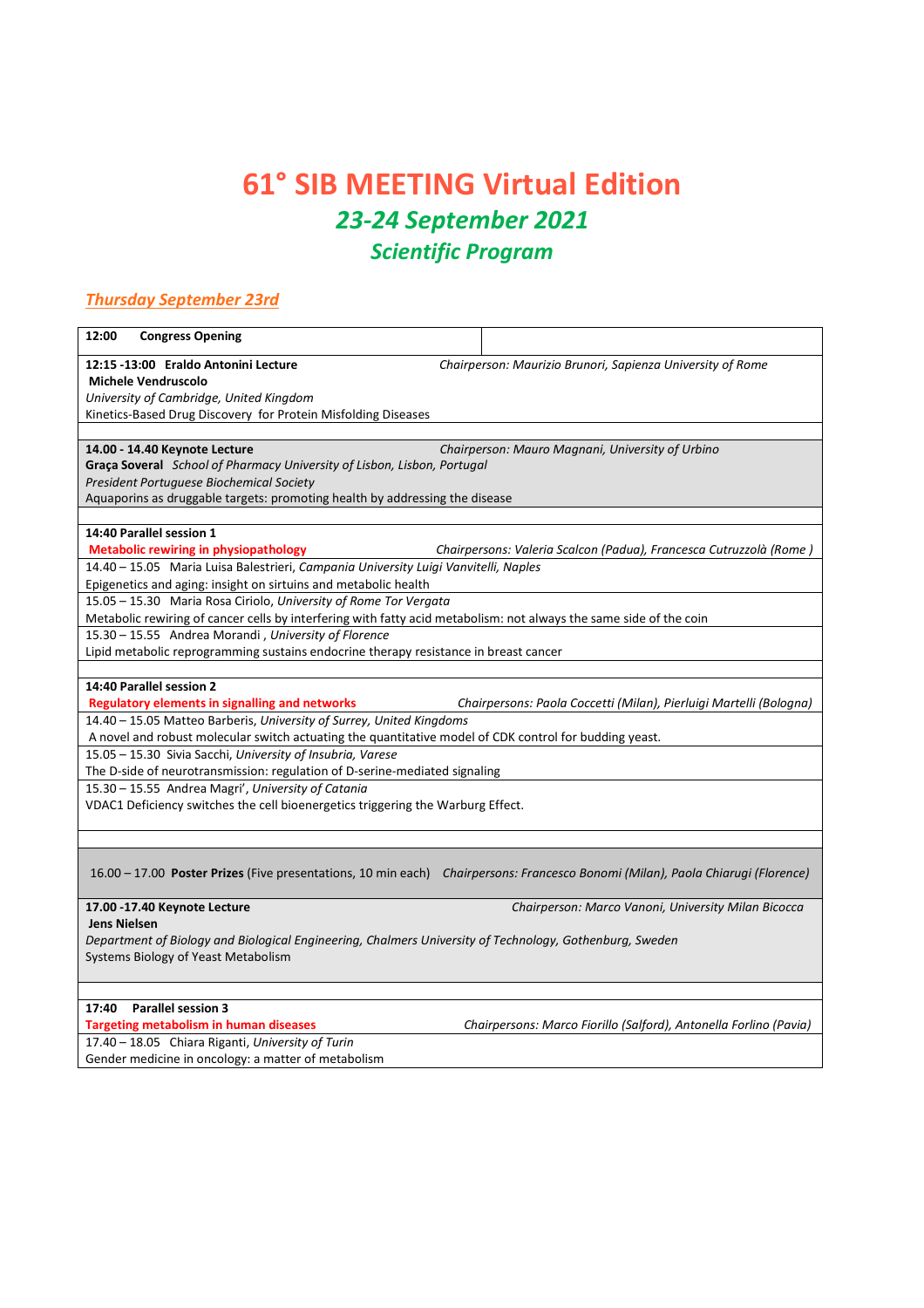# 61° SIB MEETING Virtual Edition

## *23-24 September 2021*

## *Scientific Program*

### *Thursday September 23rd*

**12:00 Congress Opening**

**12:15 -13:00 Eraldo Antonini Lecture** — *Chairperson: Maurizio Brunori, Sapienza University of Rome*
**Michele Vendruscolo**
*University of Cambridge, United Kingdom*
Kinetics-Based Drug Discovery for Protein Misfolding Diseases

**14.00 - 14.40 Keynote Lecture** — *Chairperson: Mauro Magnani, University of Urbino*
**Graça Soveral** *School of Pharmacy University of Lisbon, Lisbon, Portugal*
*President Portuguese Biochemical Society*
Aquaporins as druggable targets: promoting health by addressing the disease

**14:40 Parallel session 1**
**Metabolic rewiring in physiopathology** — *Chairpersons: Valeria Scalcon (Padua), Francesca Cutruzzolà (Rome )*

14.40 – 15.05 Maria Luisa Balestrieri, *Campania University Luigi Vanvitelli, Naples*
Epigenetics and aging: insight on sirtuins and metabolic health

15.05 – 15.30 Maria Rosa Ciriolo, *University of Rome Tor Vergata*
Metabolic rewiring of cancer cells by interfering with fatty acid metabolism: not always the same side of the coin

15.30 – 15.55 Andrea Morandi , *University of Florence*
Lipid metabolic reprogramming sustains endocrine therapy resistance in breast cancer

**14:40 Parallel session 2**
**Regulatory elements in signalling and networks** — *Chairpersons: Paola Coccetti (Milan), Pierluigi Martelli (Bologna)*

14.40 – 15.05 Matteo Barberis, *University of Surrey, United Kingdoms*
A novel and robust molecular switch actuating the quantitative model of CDK control for budding yeast.

15.05 – 15.30 Sivia Sacchi, *University of Insubria, Varese*
The D-side of neurotransmission: regulation of D-serine-mediated signaling

15.30 – 15.55 Andrea Magri', *University of Catania*
VDAC1 Deficiency switches the cell bioenergetics triggering the Warburg Effect.

16.00 – 17.00 **Poster Prizes** (Five presentations, 10 min each) — *Chairpersons: Francesco Bonomi (Milan), Paola Chiarugi (Florence)*

**17.00 -17.40 Keynote Lecture** — *Chairperson: Marco Vanoni, University Milan Bicocca*
**Jens Nielsen**
*Department of Biology and Biological Engineering, Chalmers University of Technology, Gothenburg, Sweden*
Systems Biology of Yeast Metabolism

**17:40 Parallel session 3**
**Targeting metabolism in human diseases** — *Chairpersons: Marco Fiorillo (Salford), Antonella Forlino (Pavia)*

17.40 – 18.05 Chiara Riganti, *University of Turin*
Gender medicine in oncology: a matter of metabolism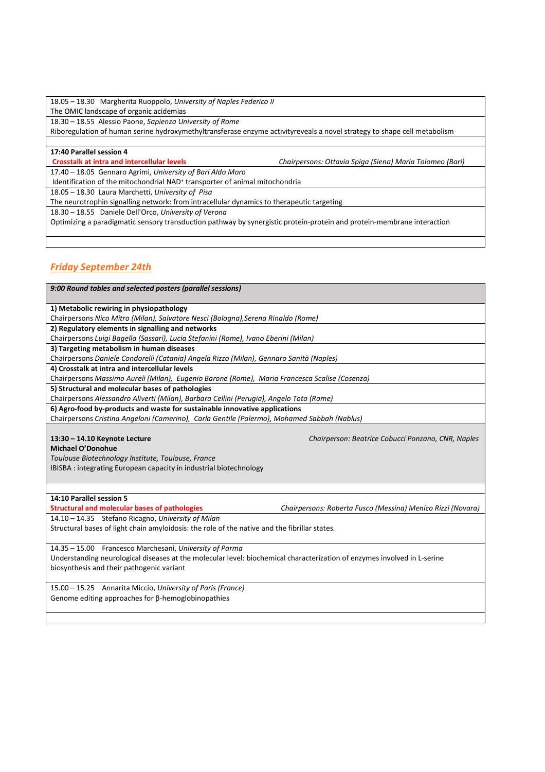18.05 – 18.30 Margherita Ruoppolo, *University of Naples Federico II*
The OMIC landscape of organic acidemias

18.30 – 18.55 Alessio Paone, *Sapienza University of Rome*
Riboregulation of human serine hydroxymethyltransferase enzyme activityreveals a novel strategy to shape cell metabolism

**17:40 Parallel session 4**

**Crosstalk at intra and intercellular levels** — *Chairpersons: Ottavia Spiga (Siena) Maria Tolomeo (Bari)*

17.40 – 18.05 Gennaro Agrimi, *University of Bari Aldo Moro*
Identification of the mitochondrial NAD$^+$ transporter of animal mitochondria

18.05 – 18.30 Laura Marchetti, *University of Pisa*
The neurotrophin signalling network: from intracellular dynamics to therapeutic targeting

18.30 – 18.55 Daniele Dell'Orco, *University of Verona*
Optimizing a paradigmatic sensory transduction pathway by synergistic protein-protein and protein-membrane interaction

## *Friday September 24th*

***9:00 Round tables and selected posters (parallel sessions)***

**1) Metabolic rewiring in physiopathology**
Chairpersons *Nico Mitro (Milan), Salvatore Nesci (Bologna),Serena Rinaldo (Rome)*

**2) Regulatory elements in signalling and networks**
Chairpersons *Luigi Bagella (Sassari), Lucia Stefanini (Rome), Ivano Eberini (Milan)*

**3) Targeting metabolism in human diseases**
Chairpersons *Daniele Condorelli (Catania) Angela Rizzo (Milan), Gennaro Sanità (Naples)*

**4) Crosstalk at intra and intercellular levels**
Chairpersons *Massimo Aureli (Milan), Eugenio Barone (Rome), Maria Francesca Scalise (Cosenza)*

**5) Structural and molecular bases of pathologies**
Chairpersons *Alessandro Aliverti (Milan), Barbara Cellini (Perugia), Angelo Toto (Rome)*

**6) Agro-food by-products and waste for sustainable innovative applications**
Chairpersons *Cristina Angeloni (Camerino), Carla Gentile (Palermo), Mohamed Sabbah (Nablus)*

**13:30 – 14.10 Keynote Lecture** — *Chairperson: Beatrice Cobucci Ponzano, CNR, Naples*
**Michael O'Donohue**
*Toulouse Biotechnology Institute, Toulouse, France*
IBISBA : integrating European capacity in industrial biotechnology

**14:10 Parallel session 5**

**Structural and molecular bases of pathologies** — *Chairpersons: Roberta Fusco (Messina) Menico Rizzi (Novara)*

14.10 – 14.35 Stefano Ricagno, *University of Milan*
Structural bases of light chain amyloidosis: the role of the native and the fibrillar states.

14.35 – 15.00 Francesco Marchesani, *University of Parma*
Understanding neurological diseases at the molecular level: biochemical characterization of enzymes involved in L-serine biosynthesis and their pathogenic variant

15.00 – 15.25 Annarita Miccio, *University of Paris (France)*
Genome editing approaches for β-hemoglobinopathies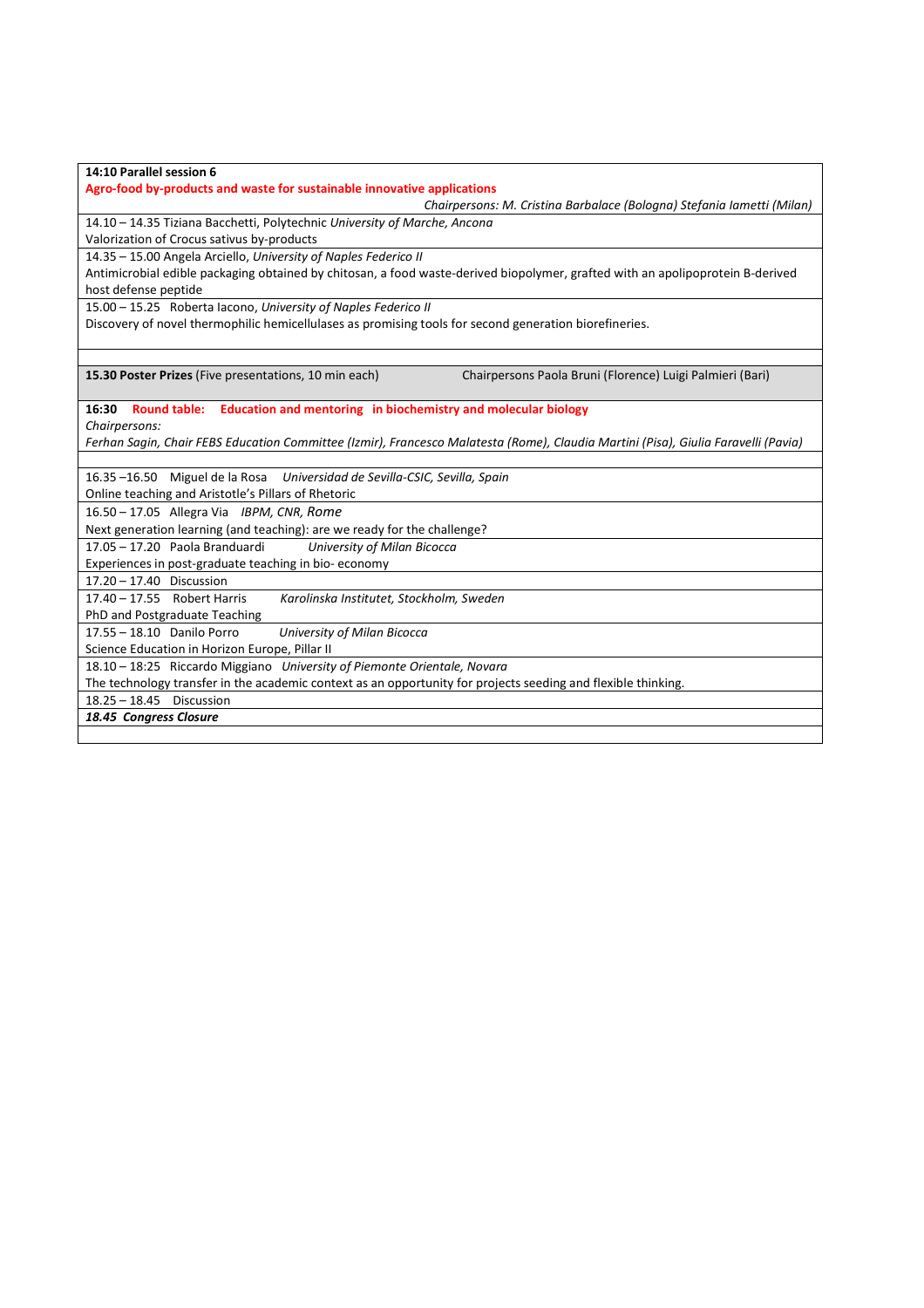**14:10 Parallel session 6**

**Agro-food by-products and waste for sustainable innovative applications**

*Chairpersons: M. Cristina Barbalace (Bologna) Stefania Iametti (Milan)*

14.10 – 14.35 Tiziana Bacchetti, Polytechnic *University of Marche, Ancona*
Valorization of Crocus sativus by-products

14.35 – 15.00 Angela Arciello, *University of Naples Federico II*
Antimicrobial edible packaging obtained by chitosan, a food waste-derived biopolymer, grafted with an apolipoprotein B-derived host defense peptide

15.00 – 15.25 Roberta Iacono, *University of Naples Federico II*
Discovery of novel thermophilic hemicellulases as promising tools for second generation biorefineries.

**15.30 Poster Prizes** (Five presentations, 10 min each) Chairpersons Paola Bruni (Florence) Luigi Palmieri (Bari)

**16:30 Round table: Education and mentoring in biochemistry and molecular biology**

*Chairpersons:*
*Ferhan Sagin, Chair FEBS Education Committee (Izmir), Francesco Malatesta (Rome), Claudia Martini (Pisa), Giulia Faravelli (Pavia)*

16.35 –16.50 Miguel de la Rosa *Universidad de Sevilla-CSIC, Sevilla, Spain*
Online teaching and Aristotle's Pillars of Rhetoric

16.50 – 17.05 Allegra Via *IBPM, CNR, Rome*
Next generation learning (and teaching): are we ready for the challenge?

17.05 – 17.20 Paola Branduardi *University of Milan Bicocca*
Experiences in post-graduate teaching in bio- economy

17.20 – 17.40 Discussion

17.40 – 17.55 Robert Harris *Karolinska Institutet, Stockholm, Sweden*
PhD and Postgraduate Teaching

17.55 – 18.10 Danilo Porro *University of Milan Bicocca*
Science Education in Horizon Europe, Pillar II

18.10 – 18:25 Riccardo Miggiano *University of Piemonte Orientale, Novara*
The technology transfer in the academic context as an opportunity for projects seeding and flexible thinking.

18.25 – 18.45 Discussion

***18.45 Congress Closure***